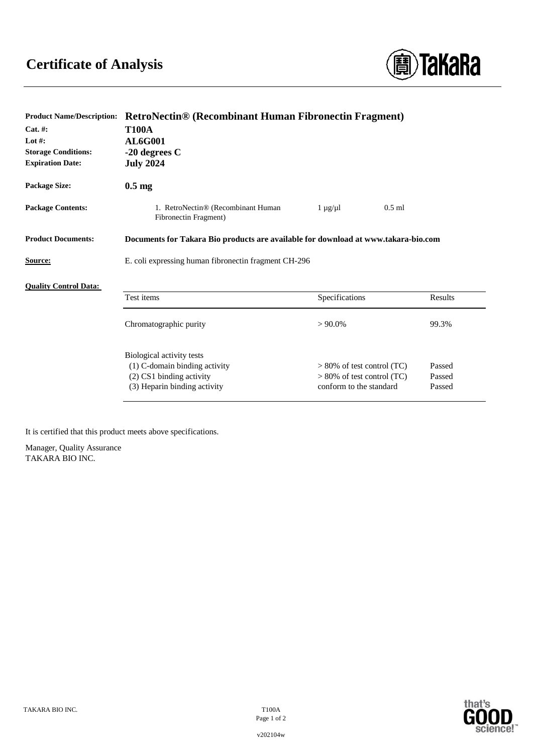# Certificate of Analysis

**Product Name/Description:** **RetroNectin® (Recombinant Human Fibronectin Fragment)**
**Cat. #:** **T100A**
**Lot #:** **AL6G001**
**Storage Conditions:** **-20 degrees C**
**Expiration Date:** **July 2024**

**Package Size:** **0.5 mg**

**Package Contents:**

| | | |
|---|---|---|
| 1. RetroNectin® (Recombinant Human Fibronectin Fragment) | 1 µg/µl | 0.5 ml |

**Product Documents:** **Documents for Takara Bio products are available for download at www.takara-bio.com**

**Source:** E. coli expressing human fibronectin fragment CH-296

**Quality Control Data:**

| Test items | Specifications | Results |
|---|---|---|
| Chromatographic purity | > 90.0% | 99.3% |
| Biological activity tests | | |
| (1) C-domain binding activity | > 80% of test control (TC) | Passed |
| (2) CS1 binding activity | > 80% of test control (TC) | Passed |
| (3) Heparin binding activity | conform to the standard | Passed |

It is certified that this product meets above specifications.

Manager, Quality Assurance
TAKARA BIO INC.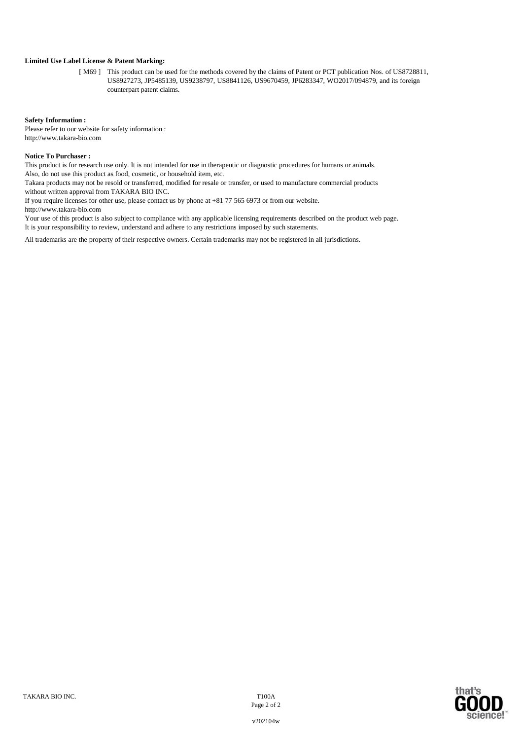**Limited Use Label License & Patent Marking:**

[ M69 ] This product can be used for the methods covered by the claims of Patent or PCT publication Nos. of US8728811, US8927273, JP5485139, US9238797, US8841126, US9670459, JP6283347, WO2017/094879, and its foreign counterpart patent claims.

**Safety Information :**

Please refer to our website for safety information :
http://www.takara-bio.com

**Notice To Purchaser :**

This product is for research use only. It is not intended for use in therapeutic or diagnostic procedures for humans or animals.
Also, do not use this product as food, cosmetic, or household item, etc.
Takara products may not be resold or transferred, modified for resale or transfer, or used to manufacture commercial products without written approval from TAKARA BIO INC.
If you require licenses for other use, please contact us by phone at +81 77 565 6973 or from our website.
http://www.takara-bio.com
Your use of this product is also subject to compliance with any applicable licensing requirements described on the product web page.
It is your responsibility to review, understand and adhere to any restrictions imposed by such statements.

All trademarks are the property of their respective owners. Certain trademarks may not be registered in all jurisdictions.

TAKARA BIO INC. T100A

v202104w